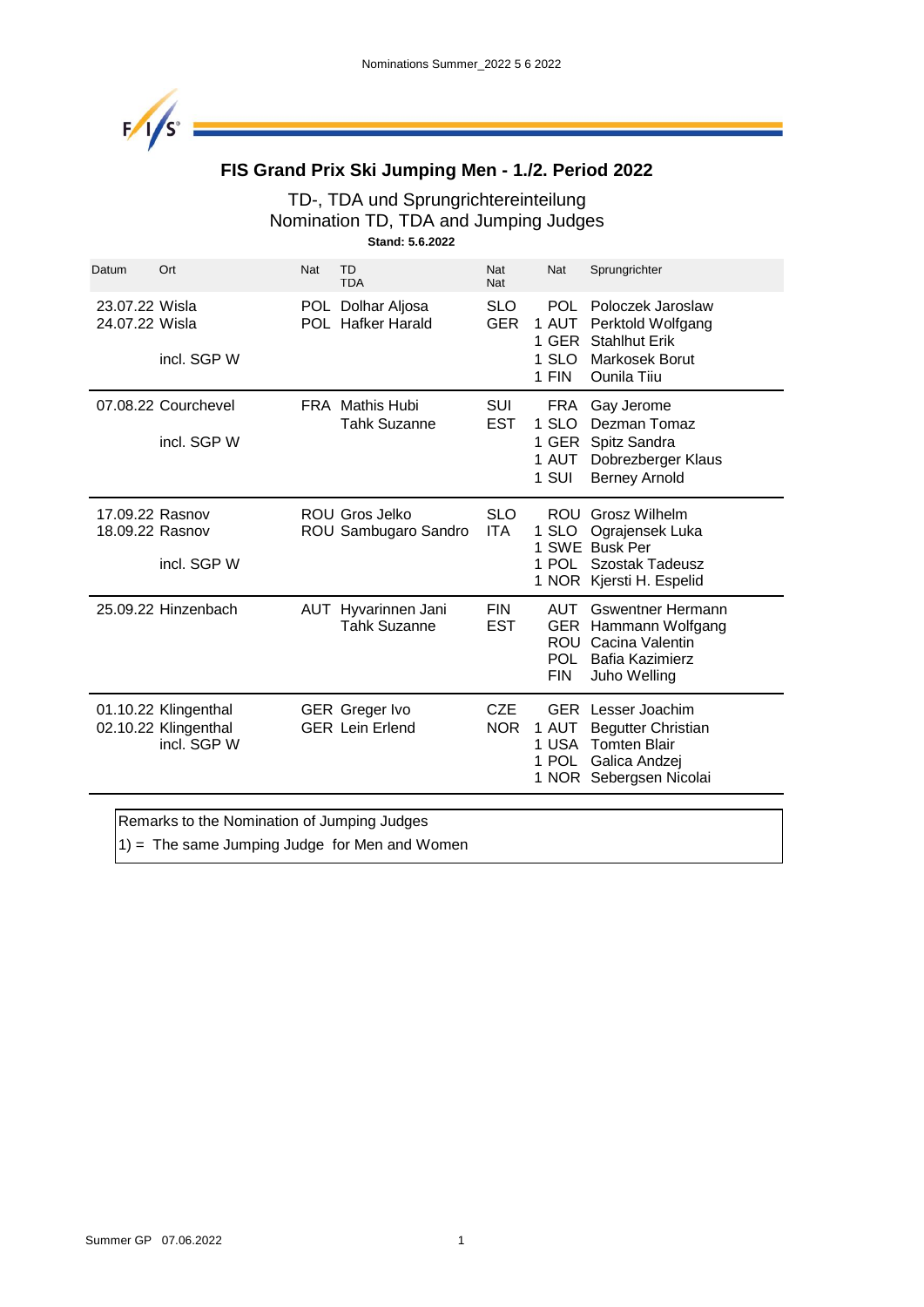# FIS Grand Prix Ski Jumping Men - 1./2. Period 2022

## TD-, TDA und Sprungrichtereinteilung
## Nomination TD, TDA and Jumping Judges

**Stand: 5.6.2022**

| Datum | Ort | Nat | TD / TDA | Nat / Nat | | Nat | Sprungrichter |
|---|---|---|---|---|---|---|---|
| 23.07.22 | Wisla | POL | Dolhar Aljosa | SLO | | POL | Poloczek Jaroslaw |
| 24.07.22 | Wisla | POL | Hafker Harald | GER | 1 | AUT | Perktold Wolfgang |
| | | | | | 1 | GER | Stahlhut Erik |
| | incl. SGP W | | | | 1 | SLO | Markosek Borut |
| | | | | | 1 | FIN | Ounila Tiiu |
| 07.08.22 | Courchevel | FRA | Mathis Hubi | SUI | | FRA | Gay Jerome |
| | | | Tahk Suzanne | EST | 1 | SLO | Dezman Tomaz |
| | incl. SGP W | | | | 1 | GER | Spitz Sandra |
| | | | | | 1 | AUT | Dobrezberger Klaus |
| | | | | | 1 | SUI | Berney Arnold |
| 17.09.22 | Rasnov | ROU | Gros Jelko | SLO | | ROU | Grosz Wilhelm |
| 18.09.22 | Rasnov | ROU | Sambugaro Sandro | ITA | 1 | SLO | Ograjensek Luka |
| | | | | | 1 | SWE | Busk Per |
| | incl. SGP W | | | | 1 | POL | Szostak Tadeusz |
| | | | | | 1 | NOR | Kjersti H. Espelid |
| 25.09.22 | Hinzenbach | AUT | Hyvarinnen Jani | FIN | | AUT | Gswentner Hermann |
| | | | Tahk Suzanne | EST | | GER | Hammann Wolfgang |
| | | | | | | ROU | Cacina Valentin |
| | | | | | | POL | Bafia Kazimierz |
| | | | | | | FIN | Juho Welling |
| 01.10.22 | Klingenthal | GER | Greger Ivo | CZE | | GER | Lesser Joachim |
| 02.10.22 | Klingenthal | GER | Lein Erlend | NOR | 1 | AUT | Begutter Christian |
| | incl. SGP W | | | | 1 | USA | Tomten Blair |
| | | | | | 1 | POL | Galica Andzej |
| | | | | | 1 | NOR | Sebergsen Nicolai |

Remarks to the Nomination of Jumping Judges

1) = The same Jumping Judge for Men and Women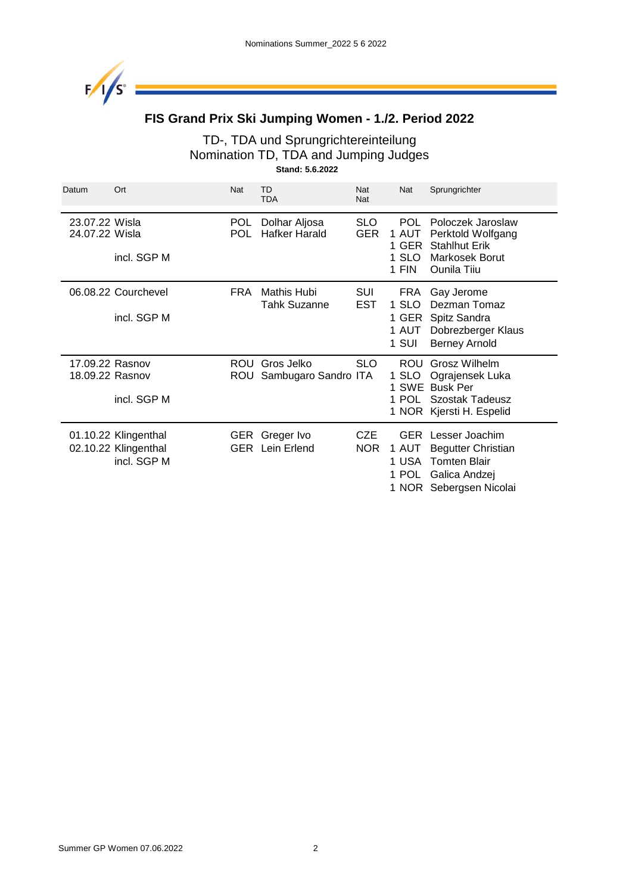# FIS Grand Prix Ski Jumping Women - 1./2. Period 2022

## TD-, TDA und Sprungrichtereinteilung
## Nomination TD, TDA and Jumping Judges

**Stand: 5.6.2022**

| Datum | Ort | Nat | TD TDA | Nat Nat | Nat | Sprungrichter |
|---|---|---|---|---|---|---|
| 23.07.22 | Wisla | POL | Dolhar Aljosa | SLO | POL | Poloczek Jaroslaw |
| 24.07.22 | Wisla | POL | Hafker Harald | GER | 1 AUT | Perktold Wolfgang |
| | | | | | 1 GER | Stahlhut Erik |
| | incl. SGP M | | | | 1 SLO | Markosek Borut |
| | | | | | 1 FIN | Ounila Tiiu |
| 06.08.22 | Courchevel | FRA | Mathis Hubi | SUI | FRA | Gay Jerome |
| | | | Tahk Suzanne | EST | 1 SLO | Dezman Tomaz |
| | incl. SGP M | | | | 1 GER | Spitz Sandra |
| | | | | | 1 AUT | Dobrezberger Klaus |
| | | | | | 1 SUI | Berney Arnold |
| 17.09.22 | Rasnov | ROU | Gros Jelko | SLO | ROU | Grosz Wilhelm |
| 18.09.22 | Rasnov | ROU | Sambugaro Sandro | ITA | 1 SLO | Ograjensek Luka |
| | | | | | 1 SWE | Busk Per |
| | incl. SGP M | | | | 1 POL | Szostak Tadeusz |
| | | | | | 1 NOR | Kjersti H. Espelid |
| 01.10.22 | Klingenthal | GER | Greger Ivo | CZE | GER | Lesser Joachim |
| 02.10.22 | Klingenthal | GER | Lein Erlend | NOR | 1 AUT | Begutter Christian |
| | incl. SGP M | | | | 1 USA | Tomten Blair |
| | | | | | 1 POL | Galica Andzej |
| | | | | | 1 NOR | Sebergsen Nicolai |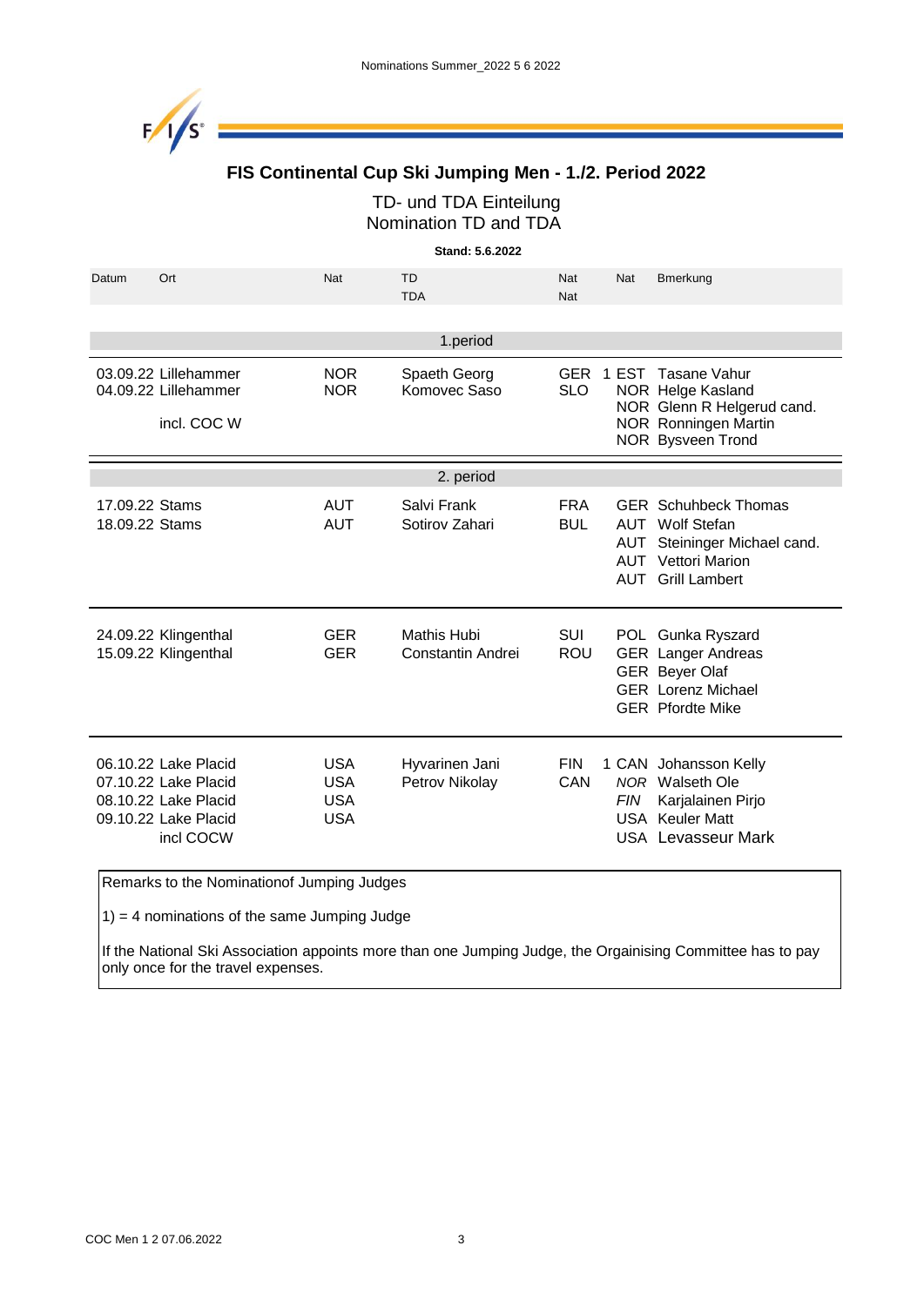Nominations Summer_2022 5 6 2022

# FIS Continental Cup Ski Jumping Men - 1./2. Period 2022

## TD- und TDA Einteilung
## Nomination TD and TDA

**Stand: 5.6.2022**

| Datum | Ort | Nat | TD / TDA | Nat | | Nat | Bmerkung |
|---|---|---|---|---|---|---|---|
| | | | **1.period** | | | | |
| 03.09.22 | Lillehammer | NOR | Spaeth Georg | GER | 1 | EST | Tasane Vahur |
| 04.09.22 | Lillehammer | NOR | Komovec Saso | SLO | | NOR | Helge Kasland |
| | | | | | | NOR | Glenn R Helgerud cand. |
| | incl. COC W | | | | | NOR | Ronningen Martin |
| | | | | | | NOR | Bysveen Trond |
| | | | **2. period** | | | | |
| 17.09.22 | Stams | AUT | Salvi Frank | FRA | | GER | Schuhbeck Thomas |
| 18.09.22 | Stams | AUT | Sotirov Zahari | BUL | | AUT | Wolf Stefan |
| | | | | | | AUT | Steininger Michael cand. |
| | | | | | | AUT | Vettori Marion |
| | | | | | | AUT | Grill Lambert |
| 24.09.22 | Klingenthal | GER | Mathis Hubi | SUI | | POL | Gunka Ryszard |
| 15.09.22 | Klingenthal | GER | Constantin Andrei | ROU | | GER | Langer Andreas |
| | | | | | | GER | Beyer Olaf |
| | | | | | | GER | Lorenz Michael |
| | | | | | | GER | Pfordte Mike |
| 06.10.22 | Lake Placid | USA | Hyvarinen Jani | FIN | 1 | CAN | Johansson Kelly |
| 07.10.22 | Lake Placid | USA | Petrov Nikolay | CAN | | *NOR* | Walseth Ole |
| 08.10.22 | Lake Placid | USA | | | | *FIN* | Karjalainen Pirjo |
| 09.10.22 | Lake Placid | USA | | | | USA | Keuler Matt |
| | incl COCW | | | | | USA | Levasseur Mark |

Remarks to the Nominationof Jumping Judges

1) = 4 nominations of the same Jumping Judge

If the National Ski Association appoints more than one Jumping Judge, the Orgainising Committee has to pay only once for the travel expenses.

COC Men 1 2 07.06.2022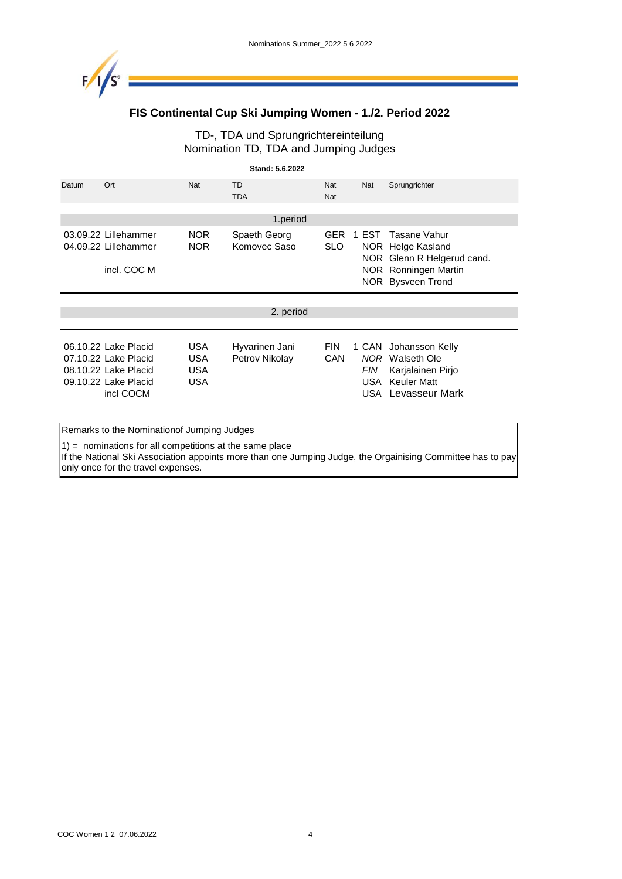# FIS Continental Cup Ski Jumping Women - 1./2. Period 2022

TD-, TDA und Sprungrichtereinteilung
Nomination TD, TDA and Jumping Judges

**Stand: 5.6.2022**

| Datum | Ort | Nat | TD / TDA | Nat / Nat | | Nat | Sprungrichter |
|---|---|---|---|---|---|---|---|
| | | | 1.period | | | | |
| 03.09.22 | Lillehammer | NOR | Spaeth Georg | GER | 1 | EST | Tasane Vahur |
| 04.09.22 | Lillehammer | NOR | Komovec Saso | SLO | | NOR | Helge Kasland |
| | | | | | | NOR | Glenn R Helgerud cand. |
| | incl. COC M | | | | | NOR | Ronningen Martin |
| | | | | | | NOR | Bysveen Trond |
| | | | 2. period | | | | |
| 06.10.22 | Lake Placid | USA | Hyvarinen Jani | FIN | 1 | CAN | Johansson Kelly |
| 07.10.22 | Lake Placid | USA | Petrov Nikolay | CAN | | *NOR* | Walseth Ole |
| 08.10.22 | Lake Placid | USA | | | | *FIN* | Karjalainen Pirjo |
| 09.10.22 | Lake Placid | USA | | | | USA | Keuler Matt |
| | incl COCM | | | | | USA | Levasseur Mark |

Remarks to the Nominationof Jumping Judges

1) = nominations for all competitions at the same place
If the National Ski Association appoints more than one Jumping Judge, the Orgainising Committee has to pay only once for the travel expenses.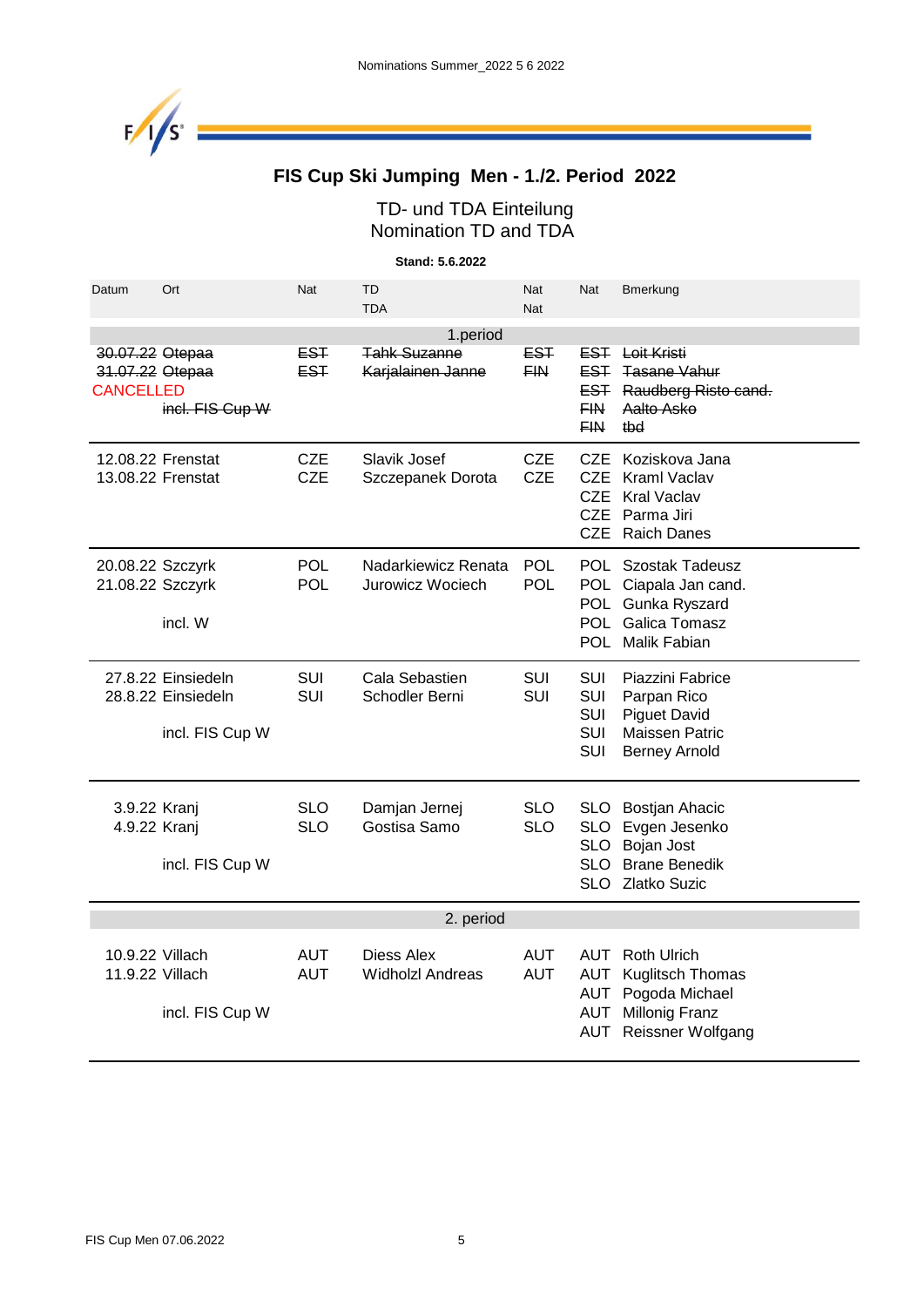Nominations Summer_2022 5 6 2022

# FIS Cup Ski Jumping Men - 1./2. Period 2022

## TD- und TDA Einteilung
## Nomination TD and TDA

**Stand: 5.6.2022**

| Datum | Ort | Nat | TD / TDA | Nat | Nat | Bmerkung |
|---|---|---|---|---|---|---|
| | | | **1.period** | | | |
| ~~30.07.22~~ | ~~Otepaa~~ | ~~EST~~ | ~~Tahk Suzanne~~ | ~~EST~~ | ~~EST~~ | ~~Loit Kristi~~ |
| ~~31.07.22~~ | ~~Otepaa~~ | ~~EST~~ | ~~Karjalainen Janne~~ | ~~FIN~~ | ~~EST~~ | ~~Tasane Vahur~~ |
| CANCELLED | | | | | ~~EST~~ | ~~Raudberg Risto cand.~~ |
| | ~~incl. FIS Cup W~~ | | | | ~~FIN~~ | ~~Aalto Asko~~ |
| | | | | | ~~FIN~~ | ~~tbd~~ |
| 12.08.22 | Frenstat | CZE | Slavik Josef | CZE | CZE | Koziskova Jana |
| 13.08.22 | Frenstat | CZE | Szczepanek Dorota | CZE | CZE | Kraml Vaclav |
| | | | | | CZE | Kral Vaclav |
| | | | | | CZE | Parma Jiri |
| | | | | | CZE | Raich Danes |
| 20.08.22 | Szczyrk | POL | Nadarkiewicz Renata | POL | POL | Szostak Tadeusz |
| 21.08.22 | Szczyrk | POL | Jurowicz Wociech | POL | POL | Ciapala Jan cand. |
| | | | | | POL | Gunka Ryszard |
| | incl. W | | | | POL | Galica Tomasz |
| | | | | | POL | Malik Fabian |
| 27.8.22 | Einsiedeln | SUI | Cala Sebastien | SUI | SUI | Piazzini Fabrice |
| 28.8.22 | Einsiedeln | SUI | Schodler Berni | SUI | SUI | Parpan Rico |
| | | | | | SUI | Piguet David |
| | incl. FIS Cup W | | | | SUI | Maissen Patric |
| | | | | | SUI | Berney Arnold |
| 3.9.22 | Kranj | SLO | Damjan Jernej | SLO | SLO | Bostjan Ahacic |
| 4.9.22 | Kranj | SLO | Gostisa Samo | SLO | SLO | Evgen Jesenko |
| | | | | | SLO | Bojan Jost |
| | incl. FIS Cup W | | | | SLO | Brane Benedik |
| | | | | | SLO | Zlatko Suzic |
| | | | **2. period** | | | |
| 10.9.22 | Villach | AUT | Diess Alex | AUT | AUT | Roth Ulrich |
| 11.9.22 | Villach | AUT | Widholzl Andreas | AUT | AUT | Kuglitsch Thomas |
| | | | | | AUT | Pogoda Michael |
| | incl. FIS Cup W | | | | AUT | Millonig Franz |
| | | | | | AUT | Reissner Wolfgang |

FIS Cup Men 07.06.2022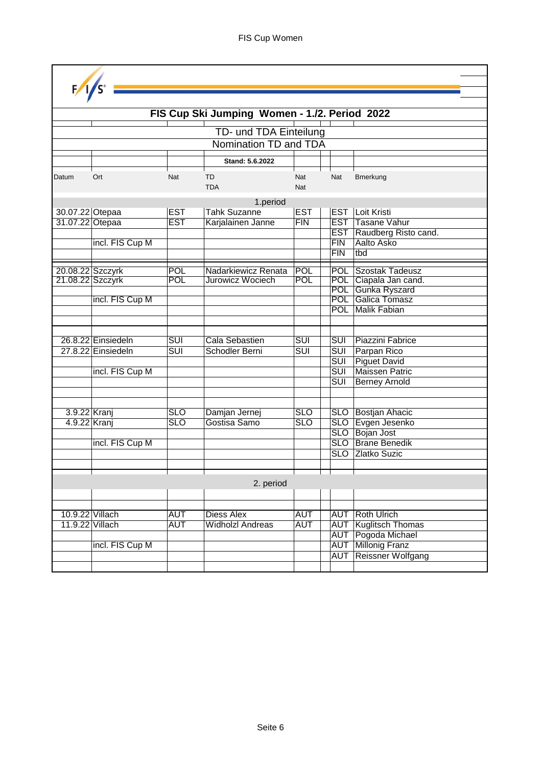## FIS Cup Ski Jumping Women - 1./2. Period 2022

### TD- und TDA Einteilung

### Nomination TD and TDA

**Stand: 5.6.2022**

| Datum | Ort | Nat | TD / TDA | Nat | | Nat | Bmerkung |
|---|---|---|---|---|---|---|---|
| | | | **1.period** | | | | |
| 30.07.22 | Otepaa | EST | Tahk Suzanne | EST | | EST | Loit Kristi |
| 31.07.22 | Otepaa | EST | Karjalainen Janne | FIN | | EST | Tasane Vahur |
| | | | | | | EST | Raudberg Risto cand. |
| | incl. FIS Cup M | | | | | FIN | Aalto Asko |
| | | | | | | FIN | tbd |
| 20.08.22 | Szczyrk | POL | Nadarkiewicz Renata | POL | | POL | Szostak Tadeusz |
| 21.08.22 | Szczyrk | POL | Jurowicz Wociech | POL | | POL | Ciapala Jan cand. |
| | | | | | | POL | Gunka Ryszard |
| | incl. FIS Cup M | | | | | POL | Galica Tomasz |
| | | | | | | POL | Malik Fabian |
| 26.8.22 | Einsiedeln | SUI | Cala Sebastien | SUI | | SUI | Piazzini Fabrice |
| 27.8.22 | Einsiedeln | SUI | Schodler Berni | SUI | | SUI | Parpan Rico |
| | | | | | | SUI | Piguet David |
| | incl. FIS Cup M | | | | | SUI | Maissen Patric |
| | | | | | | SUI | Berney Arnold |
| 3.9.22 | Kranj | SLO | Damjan Jernej | SLO | | SLO | Bostjan Ahacic |
| 4.9.22 | Kranj | SLO | Gostisa Samo | SLO | | SLO | Evgen Jesenko |
| | | | | | | SLO | Bojan Jost |
| | incl. FIS Cup M | | | | | SLO | Brane Benedik |
| | | | | | | SLO | Zlatko Suzic |
| | | | **2. period** | | | | |
| 10.9.22 | Villach | AUT | Diess Alex | AUT | | AUT | Roth Ulrich |
| 11.9.22 | Villach | AUT | Widholzl Andreas | AUT | | AUT | Kuglitsch Thomas |
| | | | | | | AUT | Pogoda Michael |
| | incl. FIS Cup M | | | | | AUT | Millonig Franz |
| | | | | | | AUT | Reissner Wolfgang |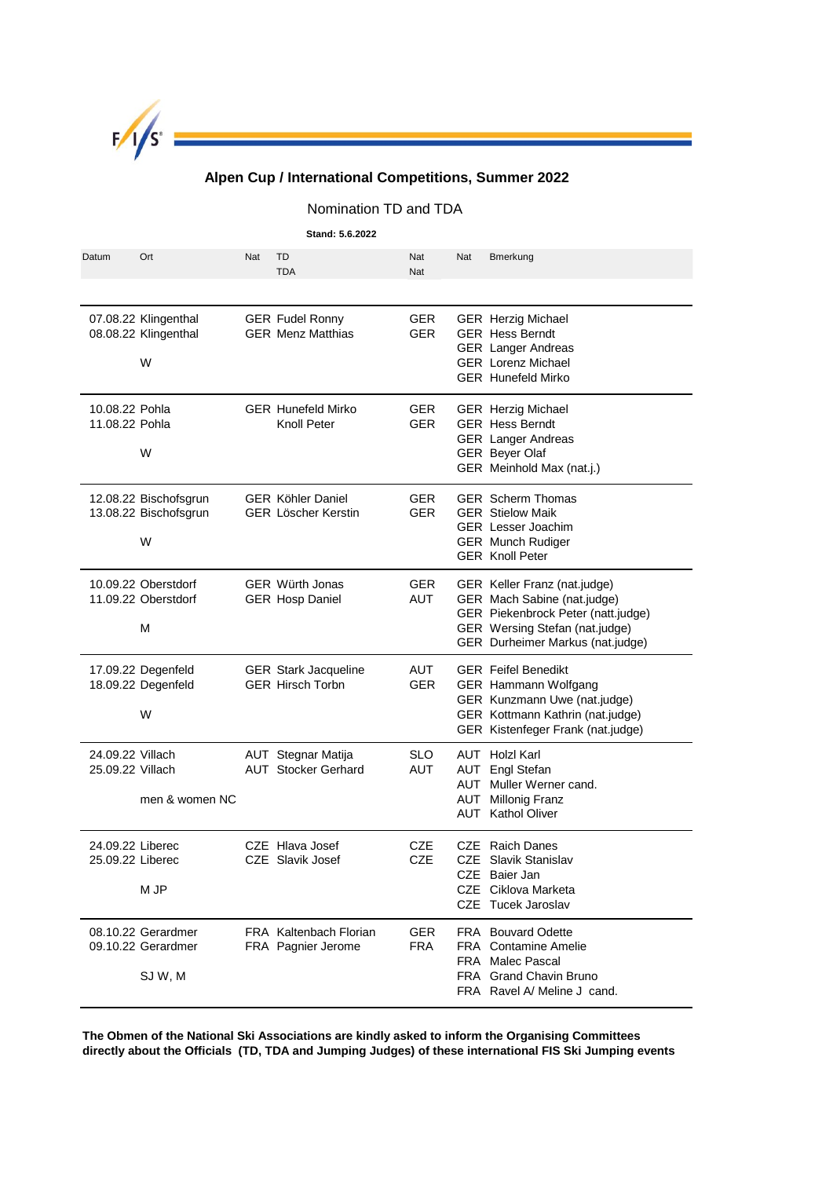## Alpen Cup / International Competitions, Summer 2022

Nomination TD and TDA

**Stand: 5.6.2022**

| Datum | Ort | Nat | TD / TDA | Nat | Nat | Bmerkung |
|---|---|---|---|---|---|---|
| 07.08.22 | Klingenthal | GER | Fudel Ronny | GER | GER | Herzig Michael |
| 08.08.22 | Klingenthal | GER | Menz Matthias | GER | GER | Hess Berndt |
| | | | | | GER | Langer Andreas |
| | W | | | | GER | Lorenz Michael |
| | | | | | GER | Hunefeld Mirko |
| 10.08.22 | Pohla | GER | Hunefeld Mirko | GER | GER | Herzig Michael |
| 11.08.22 | Pohla | | Knoll Peter | GER | GER | Hess Berndt |
| | | | | | GER | Langer Andreas |
| | W | | | | GER | Beyer Olaf |
| | | | | | GER | Meinhold Max (nat.j.) |
| 12.08.22 | Bischofsgrun | GER | Köhler Daniel | GER | GER | Scherm Thomas |
| 13.08.22 | Bischofsgrun | GER | Löscher Kerstin | GER | GER | Stielow Maik |
| | | | | | GER | Lesser Joachim |
| | W | | | | GER | Munch Rudiger |
| | | | | | GER | Knoll Peter |
| 10.09.22 | Oberstdorf | GER | Würth Jonas | GER | GER | Keller Franz (nat.judge) |
| 11.09.22 | Oberstdorf | GER | Hosp Daniel | AUT | GER | Mach Sabine (nat.judge) |
| | | | | | GER | Piekenbrock Peter (natt.judge) |
| | M | | | | GER | Wersing Stefan (nat.judge) |
| | | | | | GER | Durheimer Markus (nat.judge) |
| 17.09.22 | Degenfeld | GER | Stark Jacqueline | AUT | GER | Feifel Benedikt |
| 18.09.22 | Degenfeld | GER | Hirsch Torbn | GER | GER | Hammann Wolfgang |
| | | | | | GER | Kunzmann Uwe (nat.judge) |
| | W | | | | GER | Kottmann Kathrin (nat.judge) |
| | | | | | GER | Kistenfeger Frank (nat.judge) |
| 24.09.22 | Villach | AUT | Stegnar Matija | SLO | AUT | Holzl Karl |
| 25.09.22 | Villach | AUT | Stocker Gerhard | AUT | AUT | Engl Stefan |
| | | | | | AUT | Muller Werner cand. |
| | men & women NC | | | | AUT | Millonig Franz |
| | | | | | AUT | Kathol Oliver |
| 24.09.22 | Liberec | CZE | Hlava Josef | CZE | CZE | Raich Danes |
| 25.09.22 | Liberec | CZE | Slavik Josef | CZE | CZE | Slavik Stanislav |
| | | | | | CZE | Baier Jan |
| | M JP | | | | CZE | Ciklova Marketa |
| | | | | | CZE | Tucek Jaroslav |
| 08.10.22 | Gerardmer | FRA | Kaltenbach Florian | GER | FRA | Bouvard Odette |
| 09.10.22 | Gerardmer | FRA | Pagnier Jerome | FRA | FRA | Contamine Amelie |
| | | | | | FRA | Malec Pascal |
| | SJ W, M | | | | FRA | Grand Chavin Bruno |
| | | | | | FRA | Ravel A/ Meline J cand. |

**The Obmen of the National Ski Associations are kindly asked to inform the Organising Committees directly about the Officials (TD, TDA and Jumping Judges) of these international FIS Ski Jumping events**